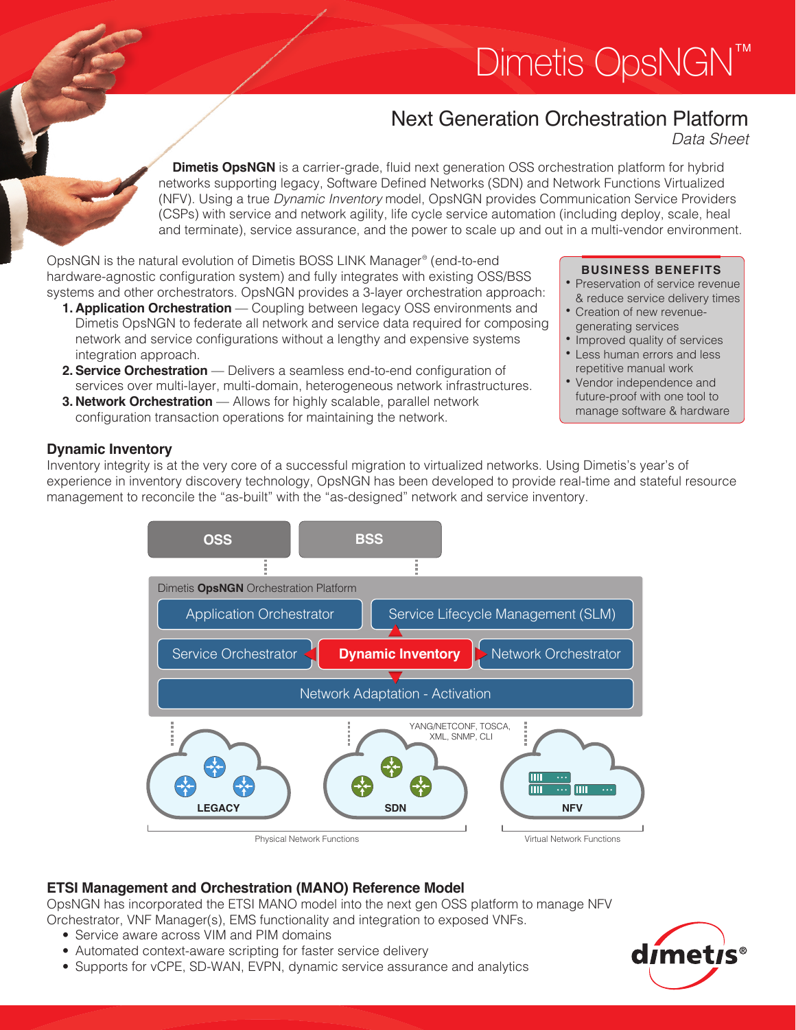# Dimetis OpsNGN™

## Next Generation Orchestration Platform

*Data Sheet*

**Dimetis OpsNGN** is a carrier-grade, fluid next generation OSS orchestration platform for hybrid networks supporting legacy, Software Defined Networks (SDN) and Network Functions Virtualized (NFV). Using a true *Dynamic Inventory* model, OpsNGN provides Communication Service Providers (CSPs) with service and network agility, life cycle service automation (including deploy, scale, heal and terminate), service assurance, and the power to scale up and out in a multi-vendor environment.

OpsNGN is the natural evolution of Dimetis BOSS LINK Manager® (end-to-end hardware-agnostic configuration system) and fully integrates with existing OSS/BSS systems and other orchestrators. OpsNGN provides a 3-layer orchestration approach:

1. **Application Orchestration** — Coupling between legacy OSS environments and Dimetis OpsNGN to federate all network and service data required for composing network and service configurations without a lengthy and expensive systems integration approach.
2. **Service Orchestration** — Delivers a seamless end-to-end configuration of services over multi-layer, multi-domain, heterogeneous network infrastructures.
3. **Network Orchestration** — Allows for highly scalable, parallel network configuration transaction operations for maintaining the network.

### BUSINESS BENEFITS

- Preservation of service revenue & reduce service delivery times
- Creation of new revenue-generating services
- Improved quality of services
- Less human errors and less repetitive manual work
- Vendor independence and future-proof with one tool to manage software & hardware

### Dynamic Inventory

Inventory integrity is at the very core of a successful migration to virtualized networks. Using Dimetis's year's of experience in inventory discovery technology, OpsNGN has been developed to provide real-time and stateful resource management to reconcile the "as-built" with the "as-designed" network and service inventory.

### ETSI Management and Orchestration (MANO) Reference Model

OpsNGN has incorporated the ETSI MANO model into the next gen OSS platform to manage NFV Orchestrator, VNF Manager(s), EMS functionality and integration to exposed VNFs.

- Service aware across VIM and PIM domains
- Automated context-aware scripting for faster service delivery
- Supports for vCPE, SD-WAN, EVPN, dynamic service assurance and analytics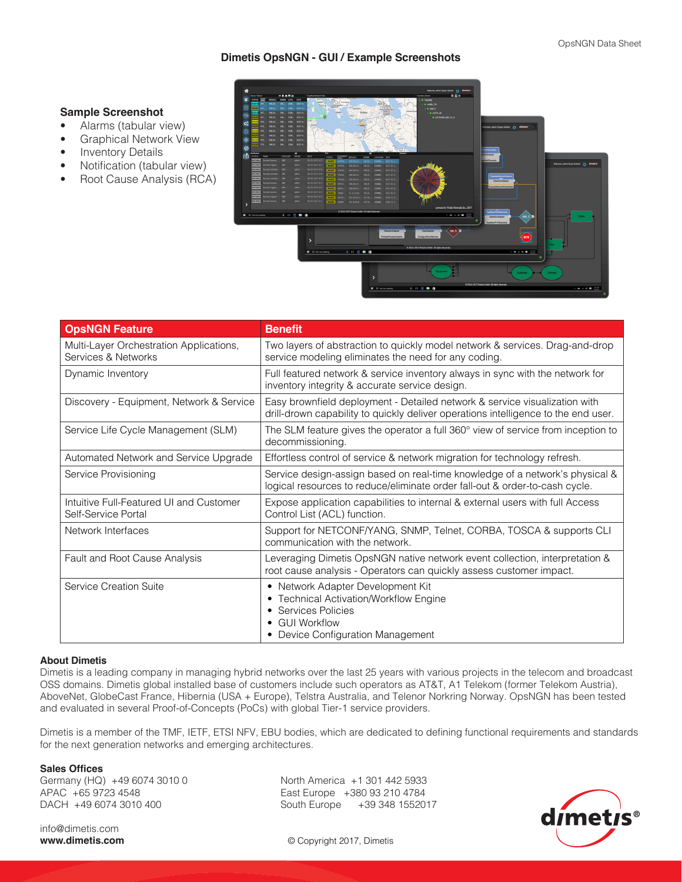## Dimetis OpsNGN - GUI / Example Screenshots

### Sample Screenshot

- Alarms (tabular view)
- Graphical Network View
- Inventory Details
- Notification (tabular view)
- Root Cause Analysis (RCA)

| OpsNGN Feature | Benefit |
| --- | --- |
| Multi-Layer Orchestration Applications, Services & Networks | Two layers of abstraction to quickly model network & services. Drag-and-drop service modeling eliminates the need for any coding. |
| Dynamic Inventory | Full featured network & service inventory always in sync with the network for inventory integrity & accurate service design. |
| Discovery - Equipment, Network & Service | Easy brownfield deployment - Detailed network & service visualization with drill-drown capability to quickly deliver operations intelligence to the end user. |
| Service Life Cycle Management (SLM) | The SLM feature gives the operator a full 360° view of service from inception to decommissioning. |
| Automated Network and Service Upgrade | Effortless control of service & network migration for technology refresh. |
| Service Provisioning | Service design-assign based on real-time knowledge of a network's physical & logical resources to reduce/eliminate order fall-out & order-to-cash cycle. |
| Intuitive Full-Featured UI and Customer Self-Service Portal | Expose application capabilities to internal & external users with full Access Control List (ACL) function. |
| Network Interfaces | Support for NETCONF/YANG, SNMP, Telnet, CORBA, TOSCA & supports CLI communication with the network. |
| Fault and Root Cause Analysis | Leveraging Dimetis OpsNGN native network event collection, interpretation & root cause analysis - Operators can quickly assess customer impact. |
| Service Creation Suite | • Network Adapter Development Kit<br>• Technical Activation/Workflow Engine<br>• Services Policies<br>• GUI Workflow<br>• Device Configuration Management |

### About Dimetis

Dimetis is a leading company in managing hybrid networks over the last 25 years with various projects in the telecom and broadcast OSS domains. Dimetis global installed base of customers include such operators as AT&T, A1 Telekom (former Telekom Austria), AboveNet, GlobeCast France, Hibernia (USA + Europe), Telstra Australia, and Telenor Norkring Norway. OpsNGN has been tested and evaluated in several Proof-of-Concepts (PoCs) with global Tier-1 service providers.

Dimetis is a member of the TMF, IETF, ETSI NFV, EBU bodies, which are dedicated to defining functional requirements and standards for the next generation networks and emerging architectures.

### Sales Offices

Germany (HQ) +49 6074 3010 0
APAC +65 9723 4548
DACH +49 6074 3010 400

North America +1 301 442 5933
East Europe +380 93 210 4784
South Europe +39 348 1552017

info@dimetis.com
**www.dimetis.com**

© Copyright 2017, Dimetis

dimetis®